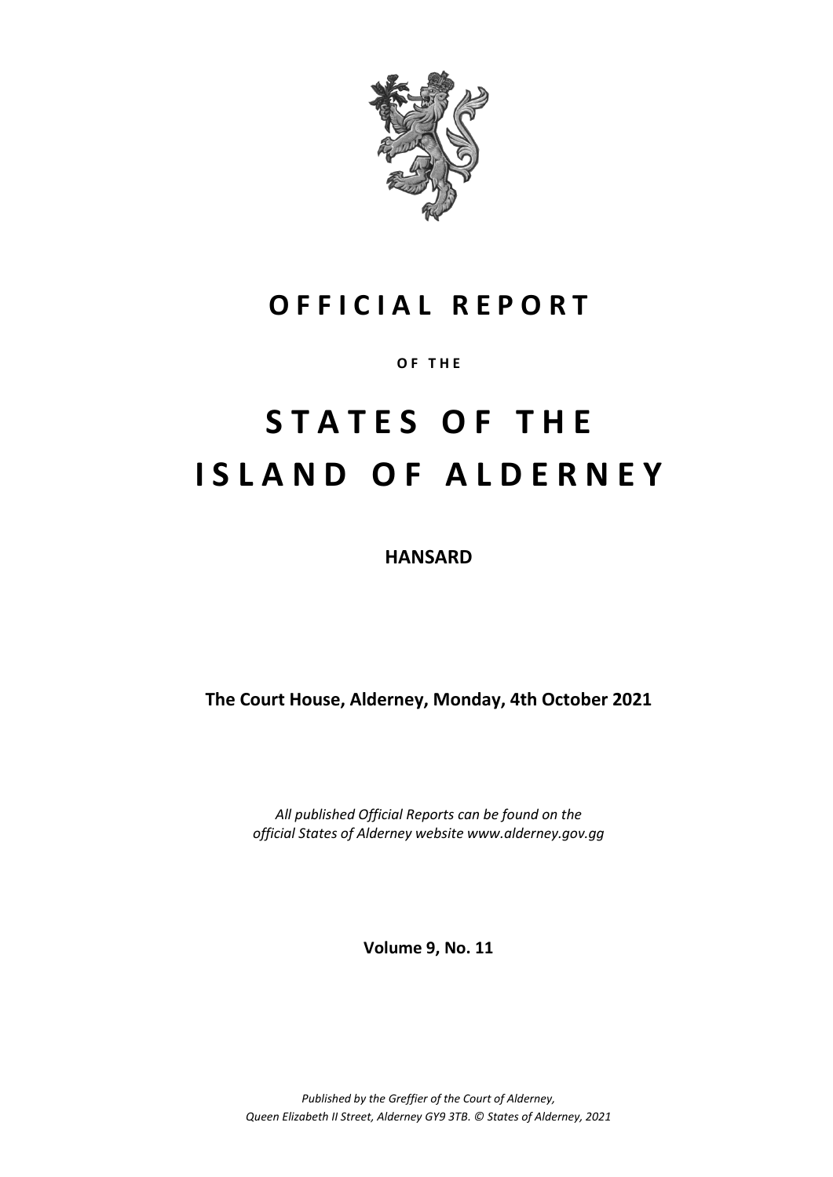# OFFICIAL REPORT

OF THE

# STATES OF THE ISLAND OF ALDERNEY

**HANSARD**

**The Court House, Alderney, Monday, 4th October 2021**

*All published Official Reports can be found on the official States of Alderney website www.alderney.gov.gg*

**Volume 9, No. 11**

*Published by the Greffier of the Court of Alderney, Queen Elizabeth II Street, Alderney GY9 3TB. © States of Alderney, 2021*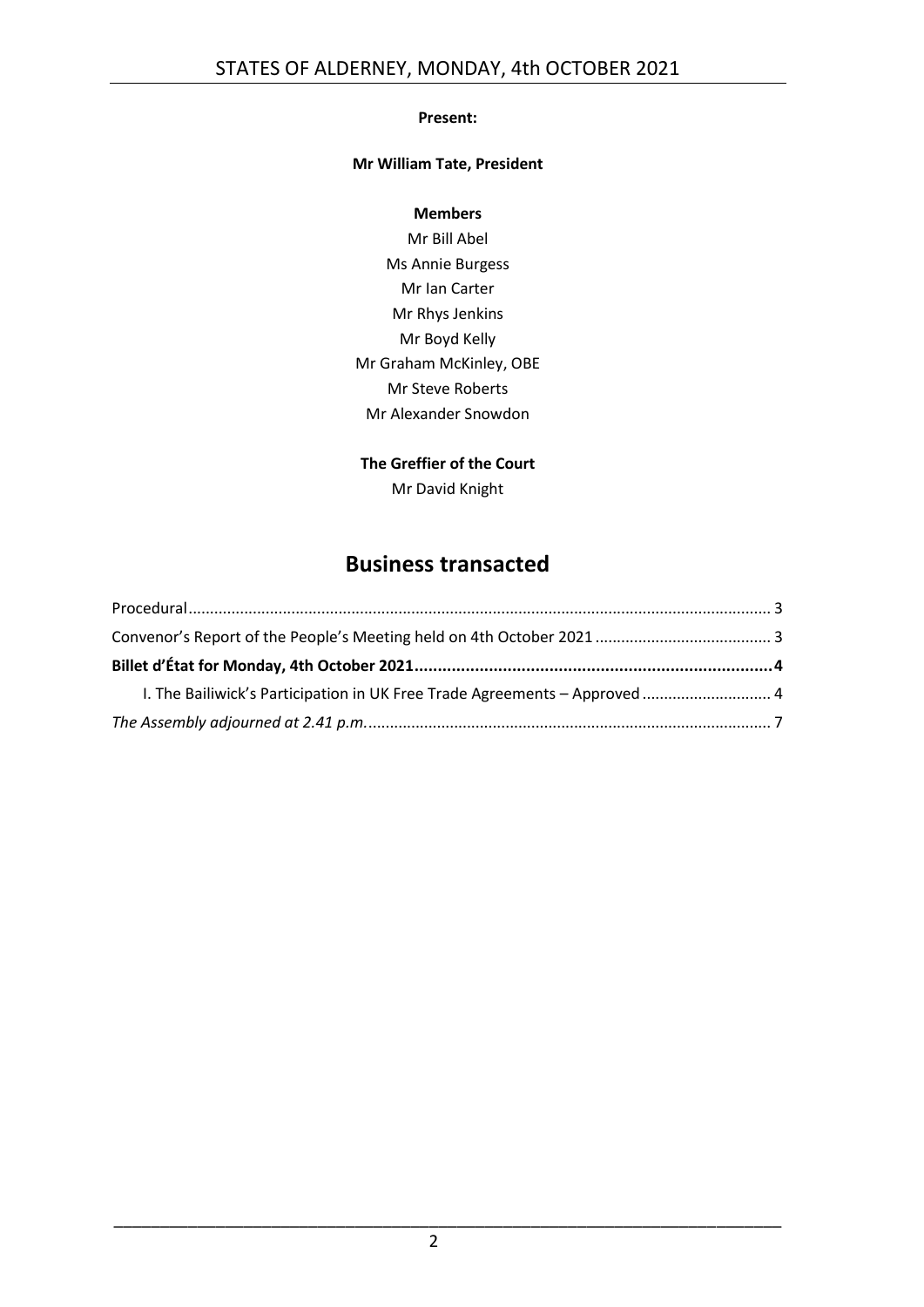**Present:**

**Mr William Tate, President**

**Members**

Mr Bill Abel
Ms Annie Burgess
Mr Ian Carter
Mr Rhys Jenkins
Mr Boyd Kelly
Mr Graham McKinley, OBE
Mr Steve Roberts
Mr Alexander Snowdon

**The Greffier of the Court**

Mr David Knight

# Business transacted

Procedural ..................................................................................................................... 3

Convenor's Report of the People's Meeting held on 4th October 2021 ......................................... 3

**Billet d'État for Monday, 4th October 2021 ............................................................................. 4**

I. The Bailiwick's Participation in UK Free Trade Agreements – Approved ............................. 4

*The Assembly adjourned at 2.41 p.m.* ............................................................................................ 7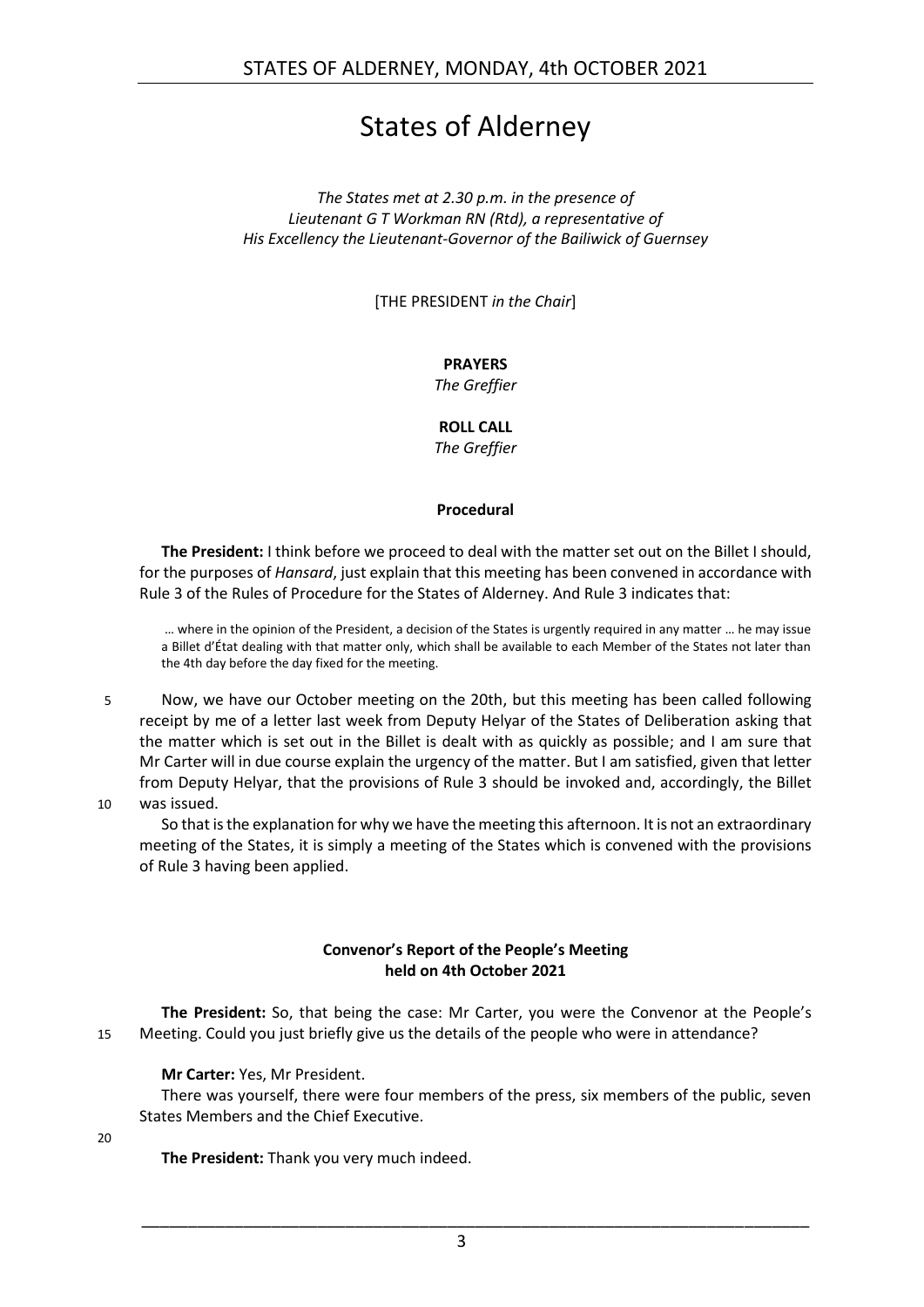# States of Alderney

*The States met at 2.30 p.m. in the presence of*
*Lieutenant G T Workman RN (Rtd), a representative of*
*His Excellency the Lieutenant-Governor of the Bailiwick of Guernsey*

[THE PRESIDENT *in the Chair*]

**PRAYERS**
*The Greffier*

**ROLL CALL**
*The Greffier*

## Procedural

**The President:** I think before we proceed to deal with the matter set out on the Billet I should, for the purposes of *Hansard*, just explain that this meeting has been convened in accordance with Rule 3 of the Rules of Procedure for the States of Alderney. And Rule 3 indicates that:

> … where in the opinion of the President, a decision of the States is urgently required in any matter … he may issue a Billet d'État dealing with that matter only, which shall be available to each Member of the States not later than the 4th day before the day fixed for the meeting.

Now, we have our October meeting on the 20th, but this meeting has been called following receipt by me of a letter last week from Deputy Helyar of the States of Deliberation asking that the matter which is set out in the Billet is dealt with as quickly as possible; and I am sure that Mr Carter will in due course explain the urgency of the matter. But I am satisfied, given that letter from Deputy Helyar, that the provisions of Rule 3 should be invoked and, accordingly, the Billet was issued.

So that is the explanation for why we have the meeting this afternoon. It is not an extraordinary meeting of the States, it is simply a meeting of the States which is convened with the provisions of Rule 3 having been applied.

## Convenor's Report of the People's Meeting held on 4th October 2021

**The President:** So, that being the case: Mr Carter, you were the Convenor at the People's Meeting. Could you just briefly give us the details of the people who were in attendance?

**Mr Carter:** Yes, Mr President.

There was yourself, there were four members of the press, six members of the public, seven States Members and the Chief Executive.

**The President:** Thank you very much indeed.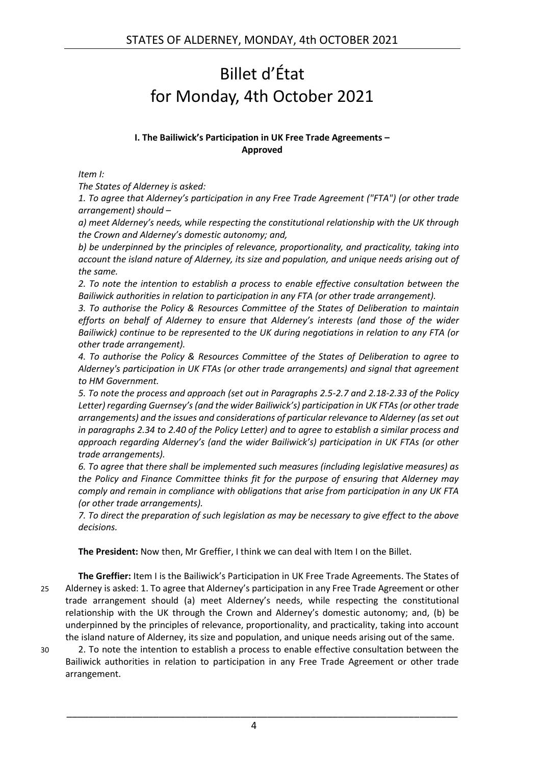# Billet d'État for Monday, 4th October 2021

### I. The Bailiwick's Participation in UK Free Trade Agreements – Approved

*Item I:*

*The States of Alderney is asked:*

*1. To agree that Alderney's participation in any Free Trade Agreement ("FTA") (or other trade arrangement) should –*

*a) meet Alderney's needs, while respecting the constitutional relationship with the UK through the Crown and Alderney's domestic autonomy; and,*

*b) be underpinned by the principles of relevance, proportionality, and practicality, taking into account the island nature of Alderney, its size and population, and unique needs arising out of the same.*

*2. To note the intention to establish a process to enable effective consultation between the Bailiwick authorities in relation to participation in any FTA (or other trade arrangement).*

*3. To authorise the Policy & Resources Committee of the States of Deliberation to maintain efforts on behalf of Alderney to ensure that Alderney's interests (and those of the wider Bailiwick) continue to be represented to the UK during negotiations in relation to any FTA (or other trade arrangement).*

*4. To authorise the Policy & Resources Committee of the States of Deliberation to agree to Alderney's participation in UK FTAs (or other trade arrangements) and signal that agreement to HM Government.*

*5. To note the process and approach (set out in Paragraphs 2.5-2.7 and 2.18-2.33 of the Policy Letter) regarding Guernsey's (and the wider Bailiwick's) participation in UK FTAs (or other trade arrangements) and the issues and considerations of particular relevance to Alderney (as set out in paragraphs 2.34 to 2.40 of the Policy Letter) and to agree to establish a similar process and approach regarding Alderney's (and the wider Bailiwick's) participation in UK FTAs (or other trade arrangements).*

*6. To agree that there shall be implemented such measures (including legislative measures) as the Policy and Finance Committee thinks fit for the purpose of ensuring that Alderney may comply and remain in compliance with obligations that arise from participation in any UK FTA (or other trade arrangements).*

*7. To direct the preparation of such legislation as may be necessary to give effect to the above decisions.*

**The President:** Now then, Mr Greffier, I think we can deal with Item I on the Billet.

**The Greffier:** Item I is the Bailiwick's Participation in UK Free Trade Agreements. The States of Alderney is asked: 1. To agree that Alderney's participation in any Free Trade Agreement or other trade arrangement should (a) meet Alderney's needs, while respecting the constitutional relationship with the UK through the Crown and Alderney's domestic autonomy; and, (b) be underpinned by the principles of relevance, proportionality, and practicality, taking into account the island nature of Alderney, its size and population, and unique needs arising out of the same.

2. To note the intention to establish a process to enable effective consultation between the Bailiwick authorities in relation to participation in any Free Trade Agreement or other trade arrangement.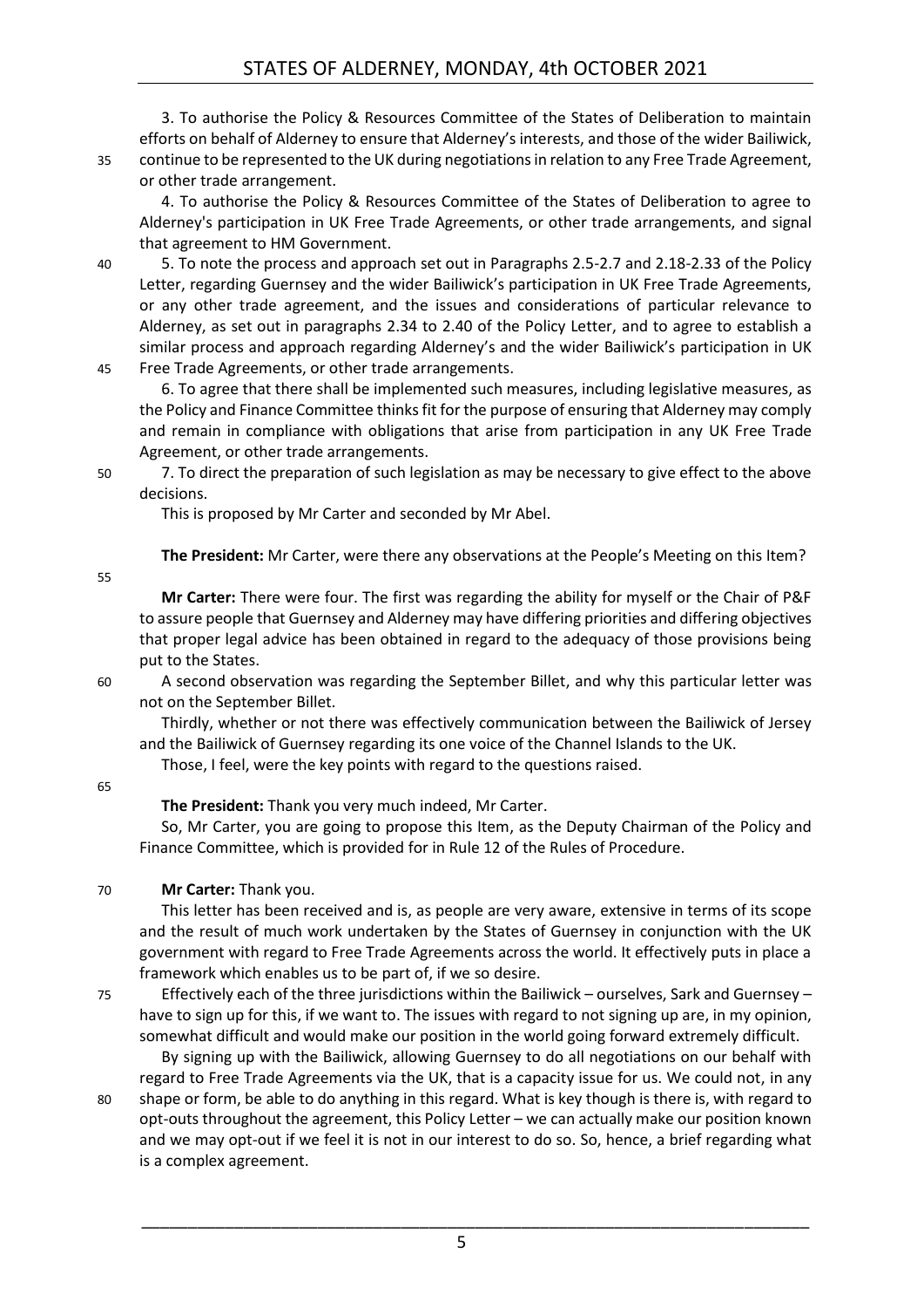3. To authorise the Policy & Resources Committee of the States of Deliberation to maintain efforts on behalf of Alderney to ensure that Alderney's interests, and those of the wider Bailiwick, continue to be represented to the UK during negotiations in relation to any Free Trade Agreement, or other trade arrangement.

4. To authorise the Policy & Resources Committee of the States of Deliberation to agree to Alderney's participation in UK Free Trade Agreements, or other trade arrangements, and signal that agreement to HM Government.

5. To note the process and approach set out in Paragraphs 2.5-2.7 and 2.18-2.33 of the Policy Letter, regarding Guernsey and the wider Bailiwick's participation in UK Free Trade Agreements, or any other trade agreement, and the issues and considerations of particular relevance to Alderney, as set out in paragraphs 2.34 to 2.40 of the Policy Letter, and to agree to establish a similar process and approach regarding Alderney's and the wider Bailiwick's participation in UK Free Trade Agreements, or other trade arrangements.

6. To agree that there shall be implemented such measures, including legislative measures, as the Policy and Finance Committee thinks fit for the purpose of ensuring that Alderney may comply and remain in compliance with obligations that arise from participation in any UK Free Trade Agreement, or other trade arrangements.

7. To direct the preparation of such legislation as may be necessary to give effect to the above decisions.

This is proposed by Mr Carter and seconded by Mr Abel.

**The President:** Mr Carter, were there any observations at the People's Meeting on this Item?

**Mr Carter:** There were four. The first was regarding the ability for myself or the Chair of P&F to assure people that Guernsey and Alderney may have differing priorities and differing objectives that proper legal advice has been obtained in regard to the adequacy of those provisions being put to the States.

A second observation was regarding the September Billet, and why this particular letter was not on the September Billet.

Thirdly, whether or not there was effectively communication between the Bailiwick of Jersey and the Bailiwick of Guernsey regarding its one voice of the Channel Islands to the UK.

Those, I feel, were the key points with regard to the questions raised.

**The President:** Thank you very much indeed, Mr Carter.

So, Mr Carter, you are going to propose this Item, as the Deputy Chairman of the Policy and Finance Committee, which is provided for in Rule 12 of the Rules of Procedure.

**Mr Carter:** Thank you.

This letter has been received and is, as people are very aware, extensive in terms of its scope and the result of much work undertaken by the States of Guernsey in conjunction with the UK government with regard to Free Trade Agreements across the world. It effectively puts in place a framework which enables us to be part of, if we so desire.

Effectively each of the three jurisdictions within the Bailiwick – ourselves, Sark and Guernsey – have to sign up for this, if we want to. The issues with regard to not signing up are, in my opinion, somewhat difficult and would make our position in the world going forward extremely difficult.

By signing up with the Bailiwick, allowing Guernsey to do all negotiations on our behalf with regard to Free Trade Agreements via the UK, that is a capacity issue for us. We could not, in any shape or form, be able to do anything in this regard. What is key though is there is, with regard to opt-outs throughout the agreement, this Policy Letter – we can actually make our position known and we may opt-out if we feel it is not in our interest to do so. So, hence, a brief regarding what is a complex agreement.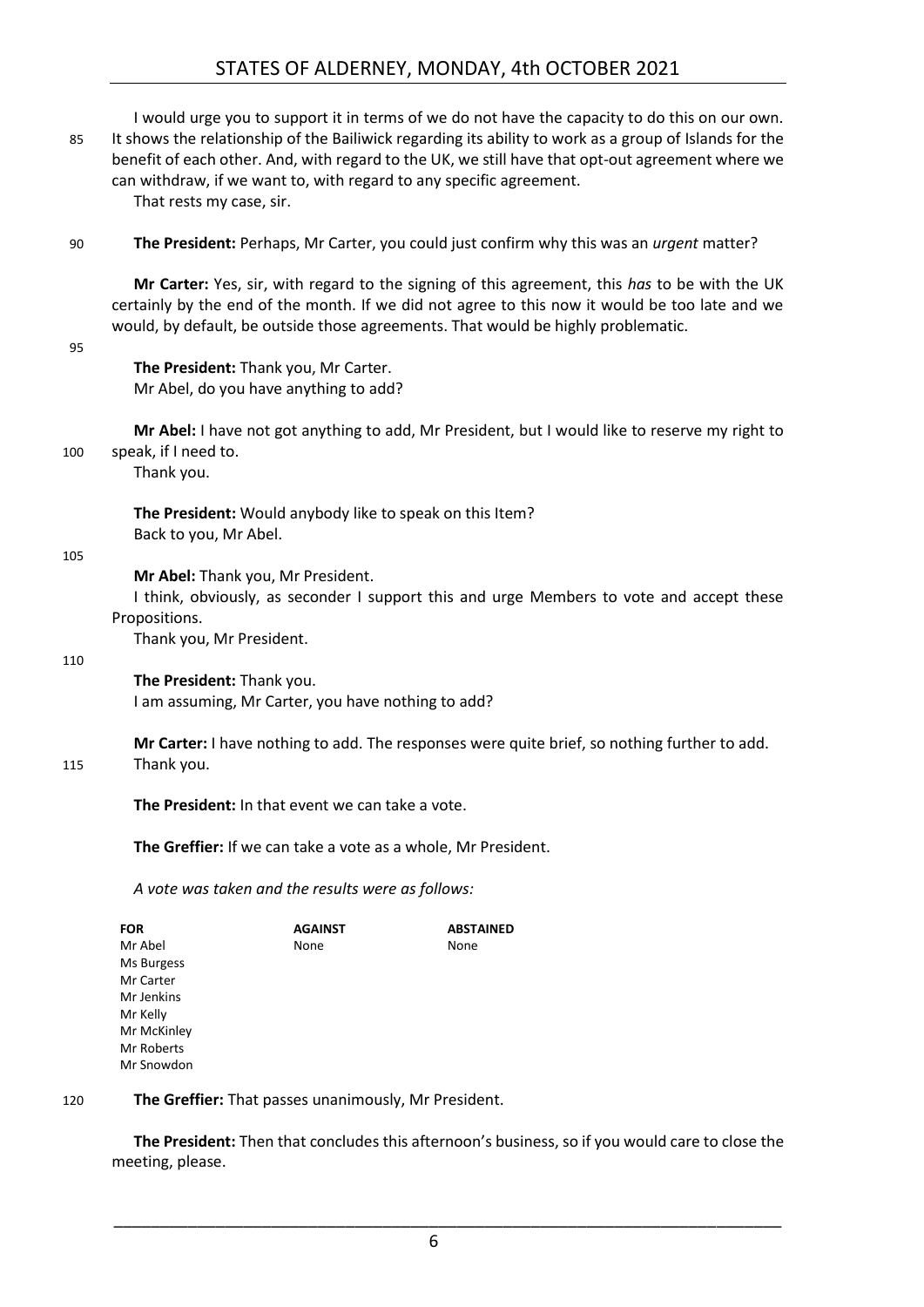I would urge you to support it in terms of we do not have the capacity to do this on our own. It shows the relationship of the Bailiwick regarding its ability to work as a group of Islands for the benefit of each other. And, with regard to the UK, we still have that opt-out agreement where we can withdraw, if we want to, with regard to any specific agreement.

That rests my case, sir.

**The President:** Perhaps, Mr Carter, you could just confirm why this was an *urgent* matter?

**Mr Carter:** Yes, sir, with regard to the signing of this agreement, this *has* to be with the UK certainly by the end of the month. If we did not agree to this now it would be too late and we would, by default, be outside those agreements. That would be highly problematic.

**The President:** Thank you, Mr Carter.

Mr Abel, do you have anything to add?

**Mr Abel:** I have not got anything to add, Mr President, but I would like to reserve my right to speak, if I need to.

Thank you.

**The President:** Would anybody like to speak on this Item?

Back to you, Mr Abel.

**Mr Abel:** Thank you, Mr President.

I think, obviously, as seconder I support this and urge Members to vote and accept these Propositions.

Thank you, Mr President.

**The President:** Thank you.

I am assuming, Mr Carter, you have nothing to add?

**Mr Carter:** I have nothing to add. The responses were quite brief, so nothing further to add. Thank you.

**The President:** In that event we can take a vote.

**The Greffier:** If we can take a vote as a whole, Mr President.

*A vote was taken and the results were as follows:*

| FOR | AGAINST | ABSTAINED |
|---|---|---|
| Mr Abel | None | None |
| Ms Burgess | | |
| Mr Carter | | |
| Mr Jenkins | | |
| Mr Kelly | | |
| Mr McKinley | | |
| Mr Roberts | | |
| Mr Snowdon | | |

**The Greffier:** That passes unanimously, Mr President.

**The President:** Then that concludes this afternoon's business, so if you would care to close the meeting, please.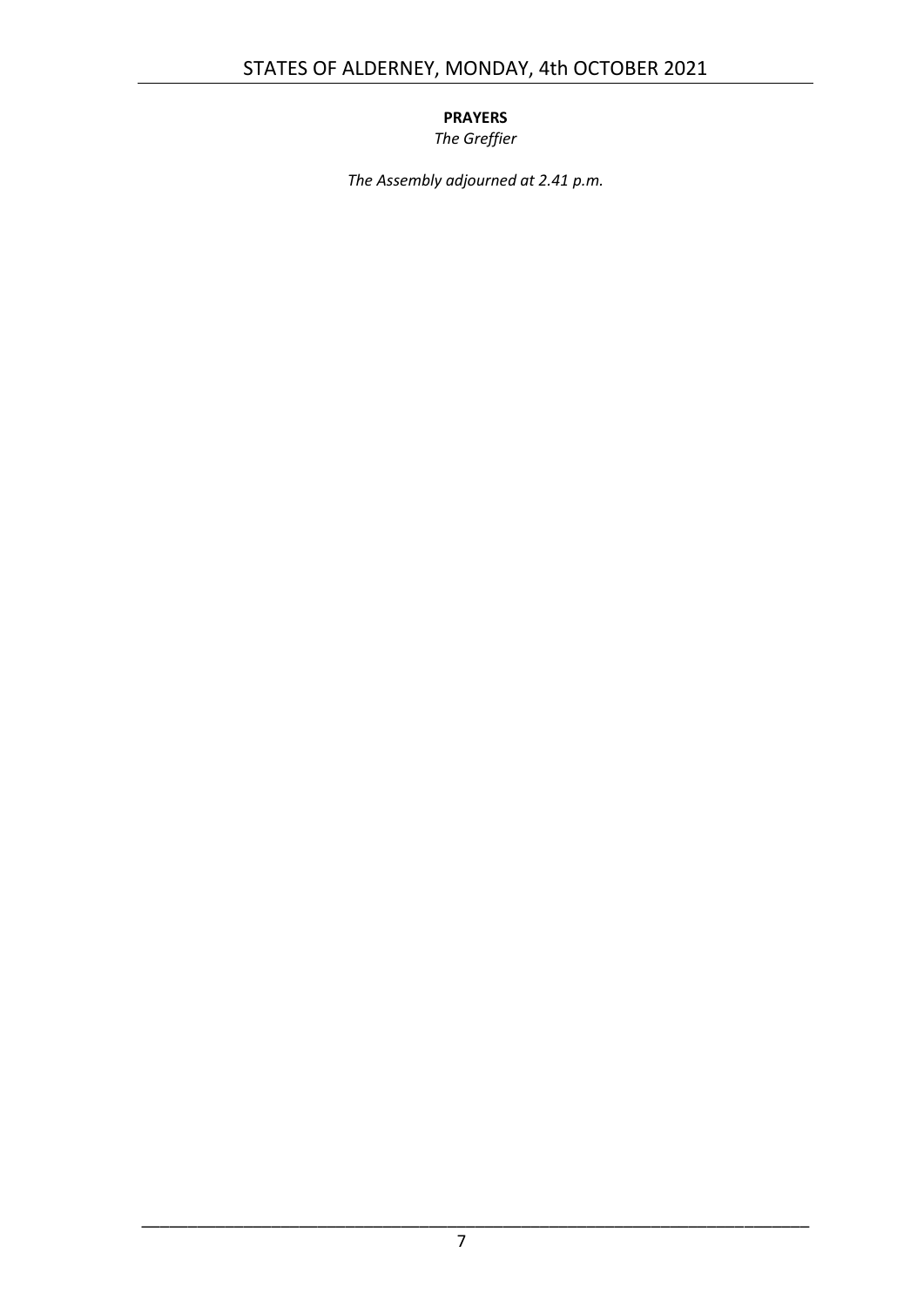**PRAYERS**

*The Greffier*

*The Assembly adjourned at 2.41 p.m.*